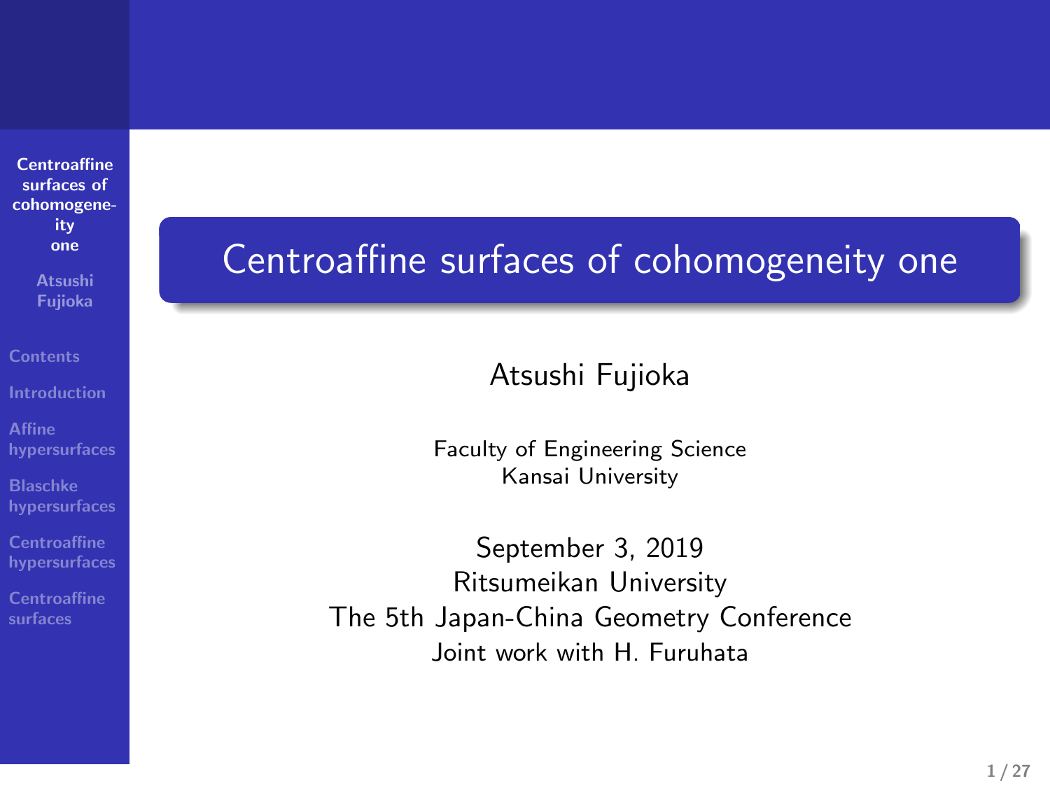# Centroaffine surfaces of cohomogeneity one

Atsushi Fujioka

Faculty of Engineering Science
Kansai University

September 3, 2019
Ritsumeikan University
The 5th Japan-China Geometry Conference
Joint work with H. Furuhata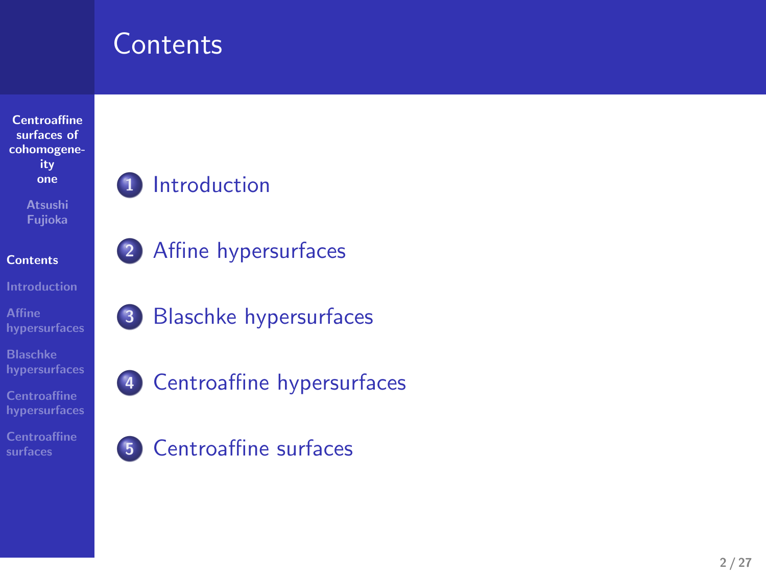# Contents

1. Introduction
2. Affine hypersurfaces
3. Blaschke hypersurfaces
4. Centroaffine hypersurfaces
5. Centroaffine surfaces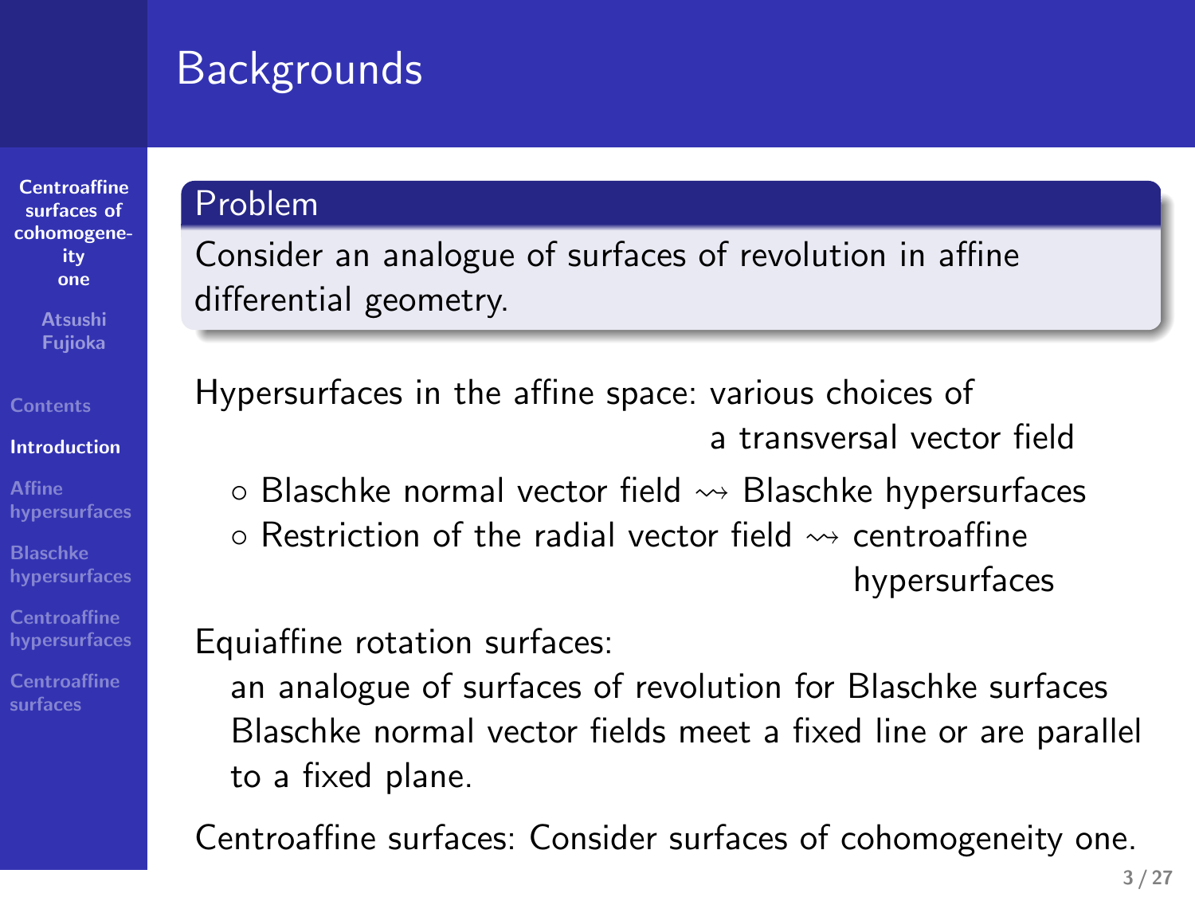## Backgrounds

**Problem**

Consider an analogue of surfaces of revolution in affine differential geometry.

Hypersurfaces in the affine space: various choices of a transversal vector field

- ◦ Blaschke normal vector field $\rightsquigarrow$ Blaschke hypersurfaces
- ◦ Restriction of the radial vector field $\rightsquigarrow$ centroaffine hypersurfaces

Equiaffine rotation surfaces:

an analogue of surfaces of revolution for Blaschke surfaces
Blaschke normal vector fields meet a fixed line or are parallel to a fixed plane.

Centroaffine surfaces: Consider surfaces of cohomogeneity one.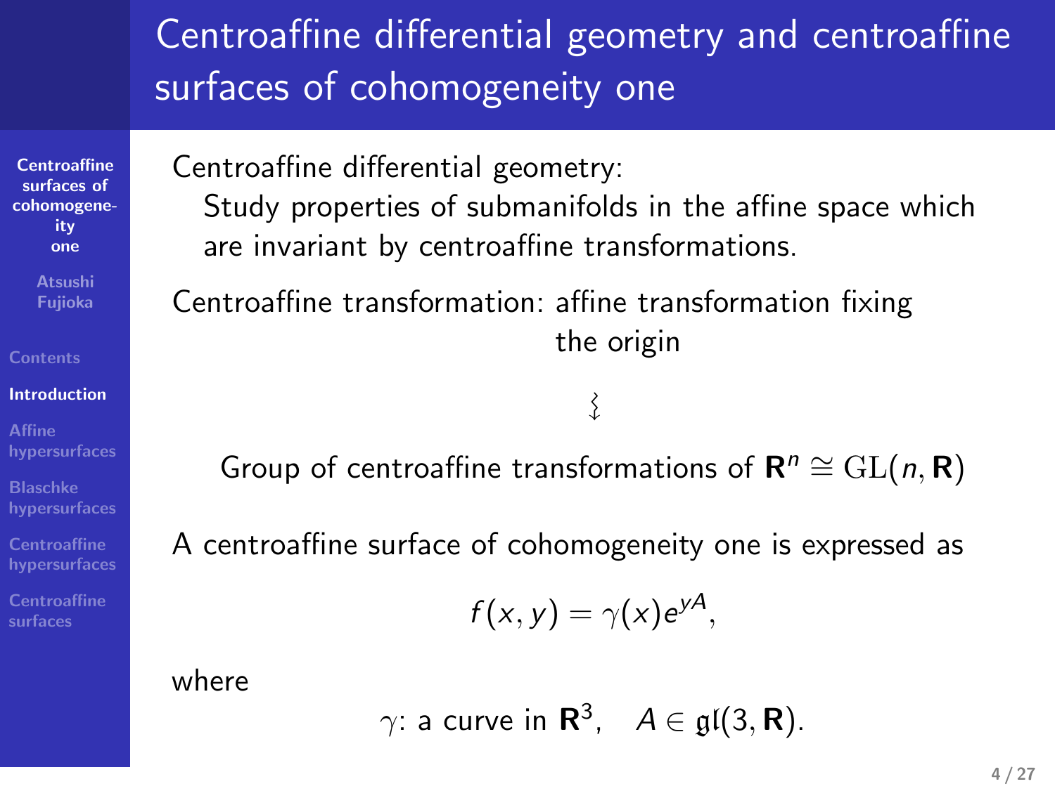## Centroaffine differential geometry and centroaffine surfaces of cohomogeneity one

Centroaffine differential geometry:

Study properties of submanifolds in the affine space which are invariant by centroaffine transformations.

Centroaffine transformation: affine transformation fixing the origin

⇝

Group of centroaffine transformations of $\mathbf{R}^n \cong \mathrm{GL}(n, \mathbf{R})$

A centroaffine surface of cohomogeneity one is expressed as

$$f(x, y) = \gamma(x) e^{yA},$$

where

$$\gamma\text{: a curve in } \mathbf{R}^3, \quad A \in \mathfrak{gl}(3, \mathbf{R}).$$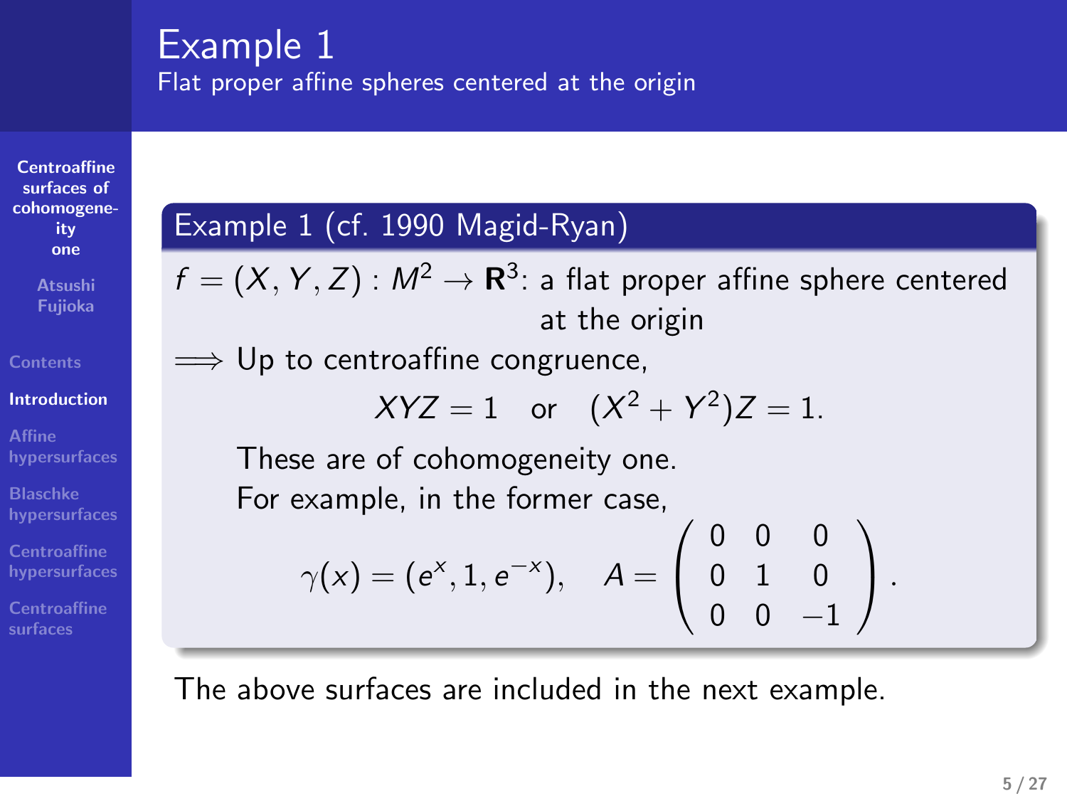# Example 1

## Flat proper affine spheres centered at the origin

**Example 1 (cf. 1990 Magid-Ryan)**

$f = (X, Y, Z) : M^2 \to \mathbf{R}^3$: a flat proper affine sphere centered at the origin

$\Longrightarrow$ Up to centroaffine congruence,

$$XYZ = 1 \quad \text{or} \quad (X^2 + Y^2)Z = 1.$$

These are of cohomogeneity one.
For example, in the former case,

$$\gamma(x) = (e^x, 1, e^{-x}), \quad A = \begin{pmatrix} 0 & 0 & 0 \\ 0 & 1 & 0 \\ 0 & 0 & -1 \end{pmatrix}.$$

The above surfaces are included in the next example.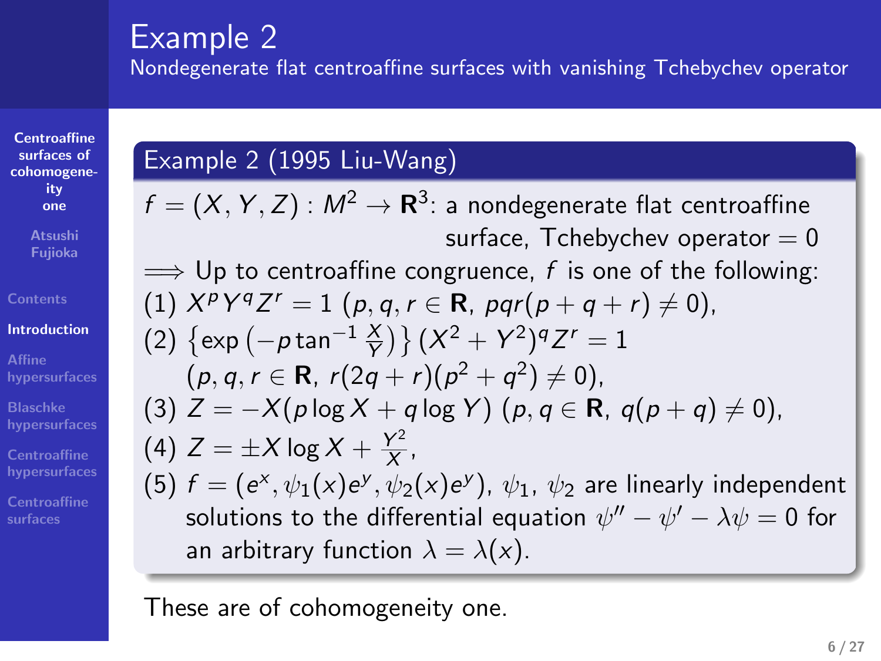# Example 2

## Nondegenerate flat centroaffine surfaces with vanishing Tchebychev operator

**Example 2 (1995 Liu-Wang)**

$f = (X, Y, Z) : M^2 \to \mathbf{R}^3$: a nondegenerate flat centroaffine surface, Tchebychev operator $= 0$

$\Longrightarrow$ Up to centroaffine congruence, $f$ is one of the following:

(1) $X^p Y^q Z^r = 1$ ($p, q, r \in \mathbf{R}$, $pqr(p + q + r) \neq 0$),

(2) $\left\{\exp\left(-p \tan^{-1} \frac{X}{Y}\right)\right\} (X^2 + Y^2)^q Z^r = 1$ ($p, q, r \in \mathbf{R}$, $r(2q + r)(p^2 + q^2) \neq 0$),

(3) $Z = -X(p \log X + q \log Y)$ ($p, q \in \mathbf{R}$, $q(p + q) \neq 0$),

(4) $Z = \pm X \log X + \frac{Y^2}{X}$,

(5) $f = (e^x, \psi_1(x)e^y, \psi_2(x)e^y)$, $\psi_1$, $\psi_2$ are linearly independent solutions to the differential equation $\psi'' - \psi' - \lambda\psi = 0$ for an arbitrary function $\lambda = \lambda(x)$.

These are of cohomogeneity one.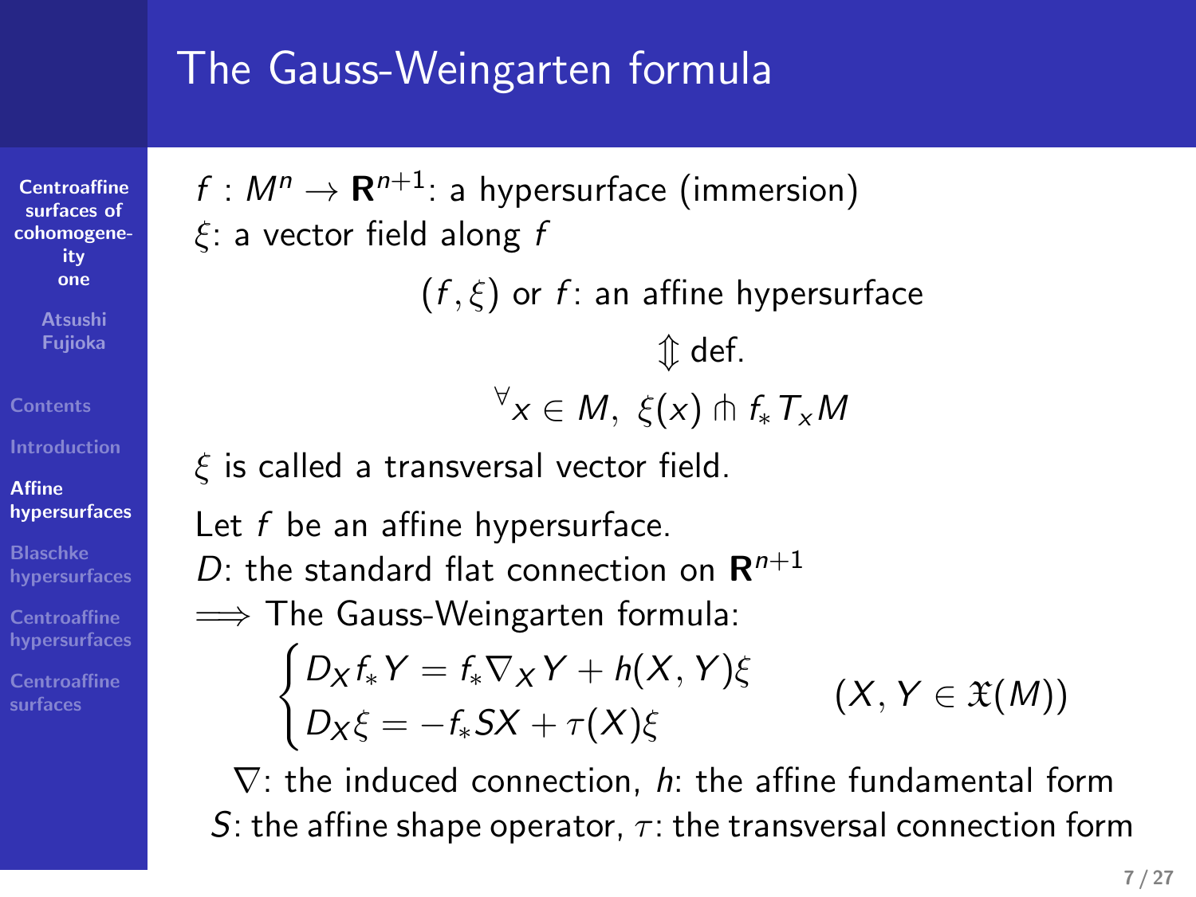# The Gauss-Weingarten formula

$f : M^n \to \mathbf{R}^{n+1}$: a hypersurface (immersion)
$\xi$: a vector field along $f$

$$(f, \xi) \text{ or } f\text{: an affine hypersurface}$$

$$\Updownarrow \text{ def.}$$

$$^\forall x \in M,\ \xi(x) \pitchfork f_* T_x M$$

$\xi$ is called a transversal vector field.

Let $f$ be an affine hypersurface.
$D$: the standard flat connection on $\mathbf{R}^{n+1}$
$\Longrightarrow$ The Gauss-Weingarten formula:

$$\begin{cases} D_X f_* Y = f_* \nabla_X Y + h(X, Y)\xi \\ D_X \xi = -f_* SX + \tau(X)\xi \end{cases} \qquad (X, Y \in \mathfrak{X}(M))$$

$\nabla$: the induced connection, $h$: the affine fundamental form
$S$: the affine shape operator, $\tau$: the transversal connection form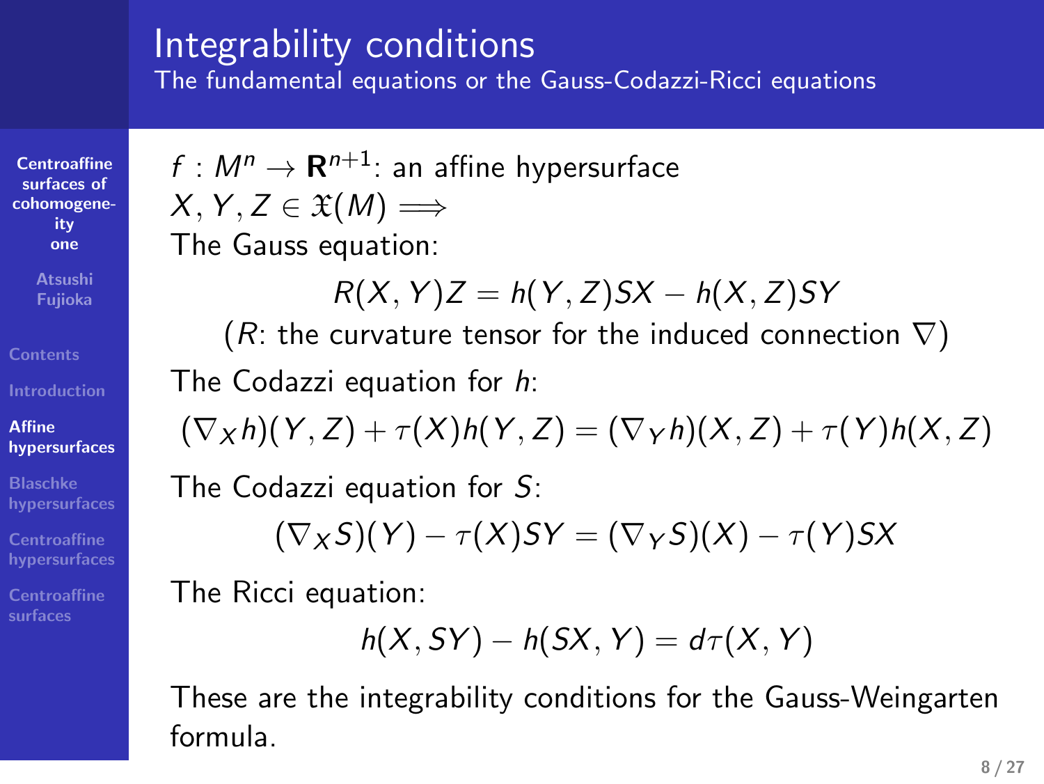# Integrability conditions

## The fundamental equations or the Gauss-Codazzi-Ricci equations

$f : M^n \to \mathbf{R}^{n+1}$: an affine hypersurface

$X, Y, Z \in \mathfrak{X}(M) \Longrightarrow$

The Gauss equation:

$$R(X,Y)Z = h(Y,Z)SX - h(X,Z)SY$$

($R$: the curvature tensor for the induced connection $\nabla$)

The Codazzi equation for $h$:

$$(\nabla_X h)(Y,Z) + \tau(X)h(Y,Z) = (\nabla_Y h)(X,Z) + \tau(Y)h(X,Z)$$

The Codazzi equation for $S$:

$$(\nabla_X S)(Y) - \tau(X)SY = (\nabla_Y S)(X) - \tau(Y)SX$$

The Ricci equation:

$$h(X,SY) - h(SX,Y) = d\tau(X,Y)$$

These are the integrability conditions for the Gauss-Weingarten formula.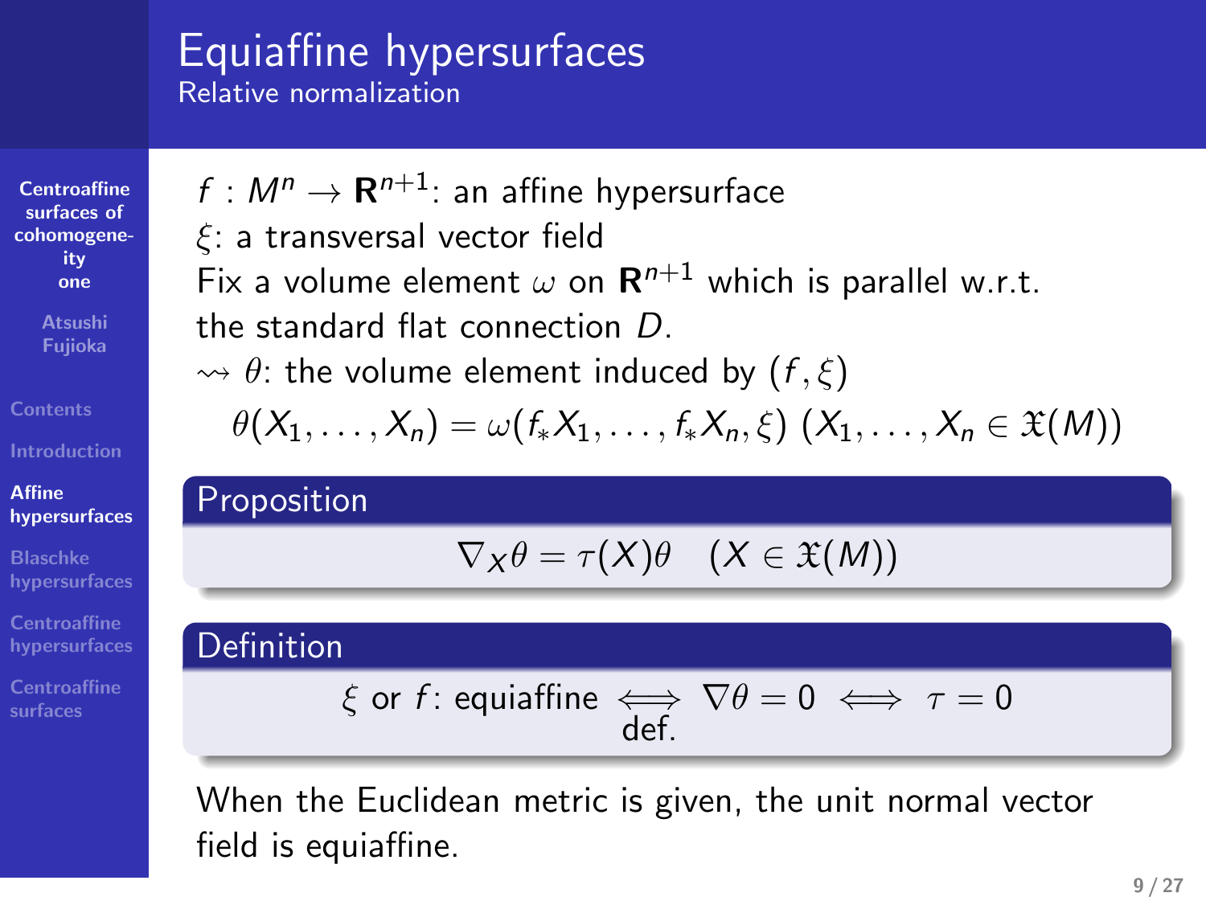# Equiaffine hypersurfaces

## Relative normalization

$f : M^n \to \mathbf{R}^{n+1}$: an affine hypersurface

$\xi$: a transversal vector field

Fix a volume element $\omega$ on $\mathbf{R}^{n+1}$ which is parallel w.r.t. the standard flat connection $D$.

$\rightsquigarrow$ $\theta$: the volume element induced by $(f, \xi)$

$$\theta(X_1, \ldots, X_n) = \omega(f_* X_1, \ldots, f_* X_n, \xi) \ (X_1, \ldots, X_n \in \mathfrak{X}(M))$$

**Proposition**

$$\nabla_X \theta = \tau(X)\theta \quad (X \in \mathfrak{X}(M))$$

**Definition**

$$\xi \text{ or } f\text{: equiaffine} \underset{\text{def.}}{\iff} \nabla\theta = 0 \iff \tau = 0$$

When the Euclidean metric is given, the unit normal vector field is equiaffine.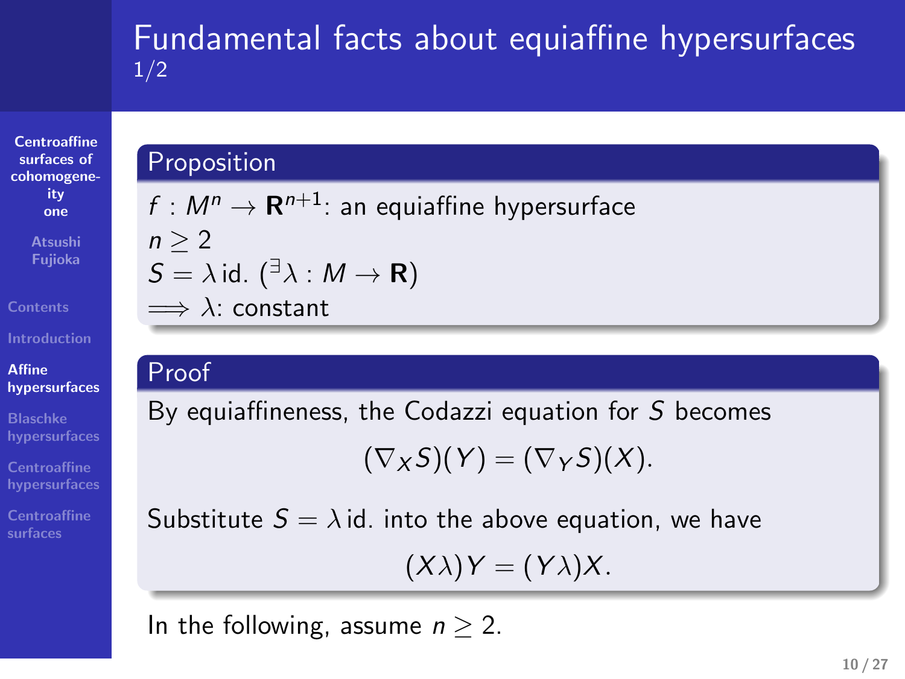# Fundamental facts about equiaffine hypersurfaces 1/2

**Proposition**

$f : M^n \to \mathbf{R}^{n+1}$: an equiaffine hypersurface
$n \geq 2$
$S = \lambda\,\mathrm{id}.$ ($^\exists \lambda : M \to \mathbf{R}$)
$\Longrightarrow \lambda$: constant

**Proof**

By equiaffineness, the Codazzi equation for $S$ becomes

$$(\nabla_X S)(Y) = (\nabla_Y S)(X).$$

Substitute $S = \lambda\,\mathrm{id}.$ into the above equation, we have

$$(X\lambda)Y = (Y\lambda)X.$$

In the following, assume $n \geq 2$.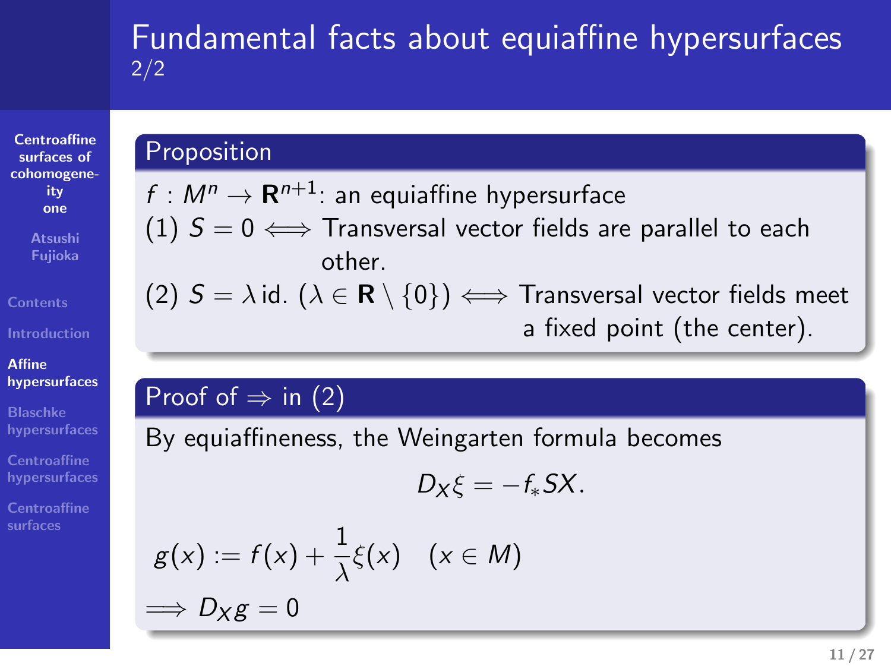# Fundamental facts about equiaffine hypersurfaces 2/2

## Proposition

$f : M^n \to \mathbf{R}^{n+1}$: an equiaffine hypersurface

(1) $S = 0 \iff$ Transversal vector fields are parallel to each other.

(2) $S = \lambda\, \mathrm{id}.$ $(\lambda \in \mathbf{R} \setminus \{0\}) \iff$ Transversal vector fields meet a fixed point (the center).

## Proof of $\Rightarrow$ in (2)

By equiaffineness, the Weingarten formula becomes

$$D_X \xi = -f_* SX.$$

$$g(x) := f(x) + \frac{1}{\lambda}\xi(x) \quad (x \in M)$$

$$\Longrightarrow D_X g = 0$$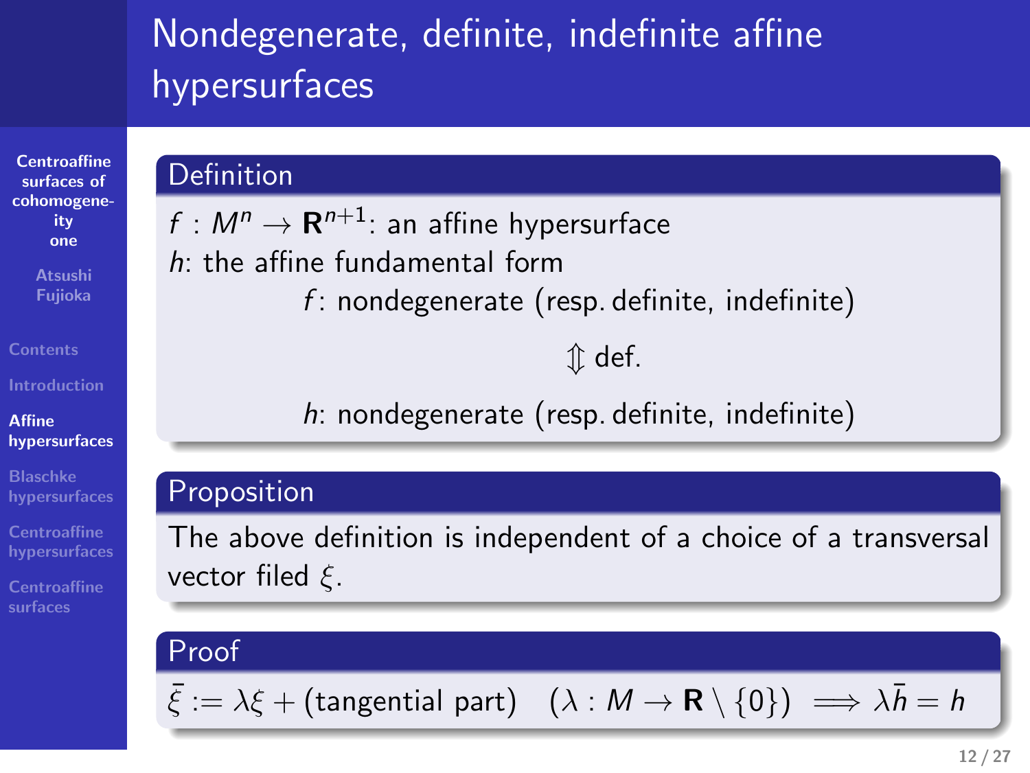# Nondegenerate, definite, indefinite affine hypersurfaces

### Definition

$f : M^n \to \mathbf{R}^{n+1}$: an affine hypersurface

$h$: the affine fundamental form

$f$: nondegenerate (resp. definite, indefinite)

$\Updownarrow$ def.

$h$: nondegenerate (resp. definite, indefinite)

### Proposition

The above definition is independent of a choice of a transversal vector filed $\xi$.

### Proof

$$\bar{\xi} := \lambda \xi + (\text{tangential part}) \quad (\lambda : M \to \mathbf{R} \setminus \{0\}) \implies \lambda \bar{h} = h$$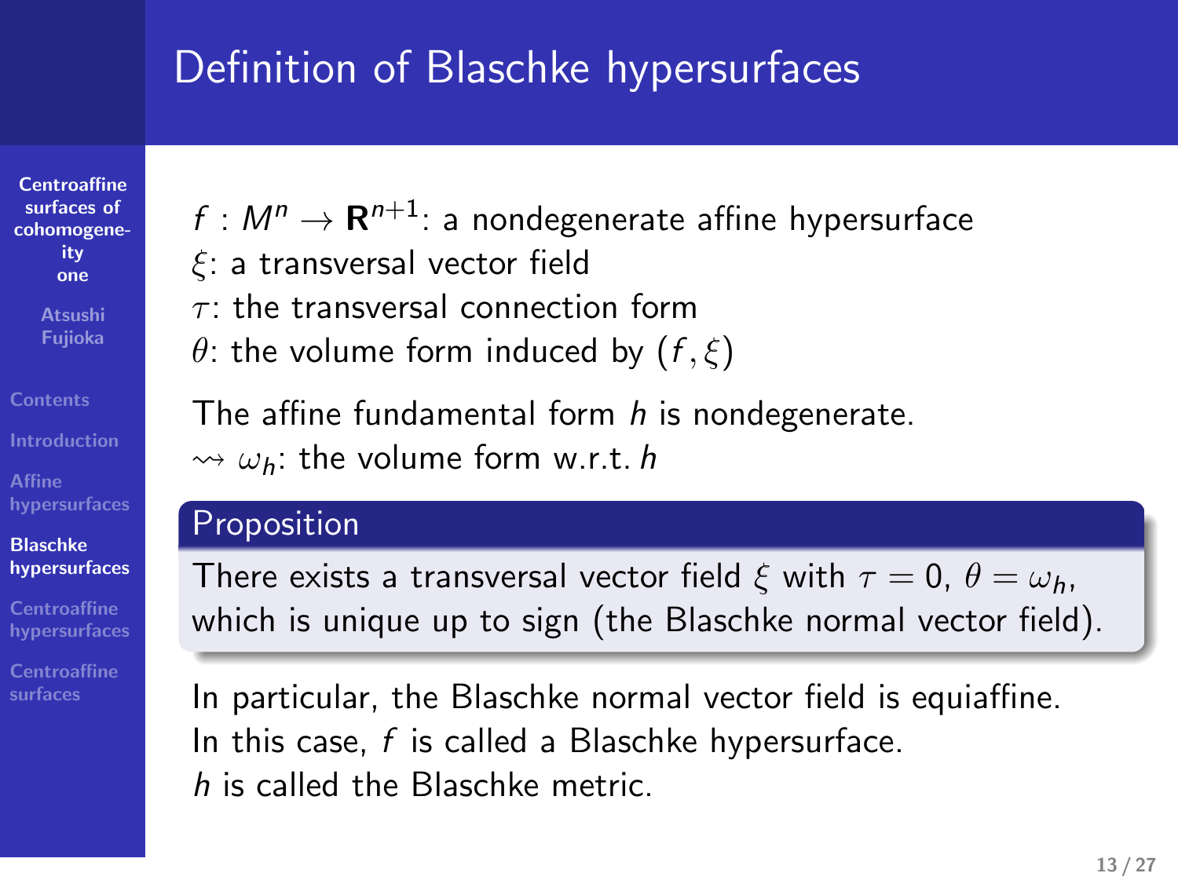# Definition of Blaschke hypersurfaces

$f : M^n \to \mathbf{R}^{n+1}$: a nondegenerate affine hypersurface
$\xi$: a transversal vector field
$\tau$: the transversal connection form
$\theta$: the volume form induced by $(f, \xi)$

The affine fundamental form $h$ is nondegenerate.
$\rightsquigarrow$ $\omega_h$: the volume form w.r.t. $h$

**Proposition**

There exists a transversal vector field $\xi$ with $\tau = 0$, $\theta = \omega_h$, which is unique up to sign (the Blaschke normal vector field).

In particular, the Blaschke normal vector field is equiaffine.
In this case, $f$ is called a Blaschke hypersurface.
$h$ is called the Blaschke metric.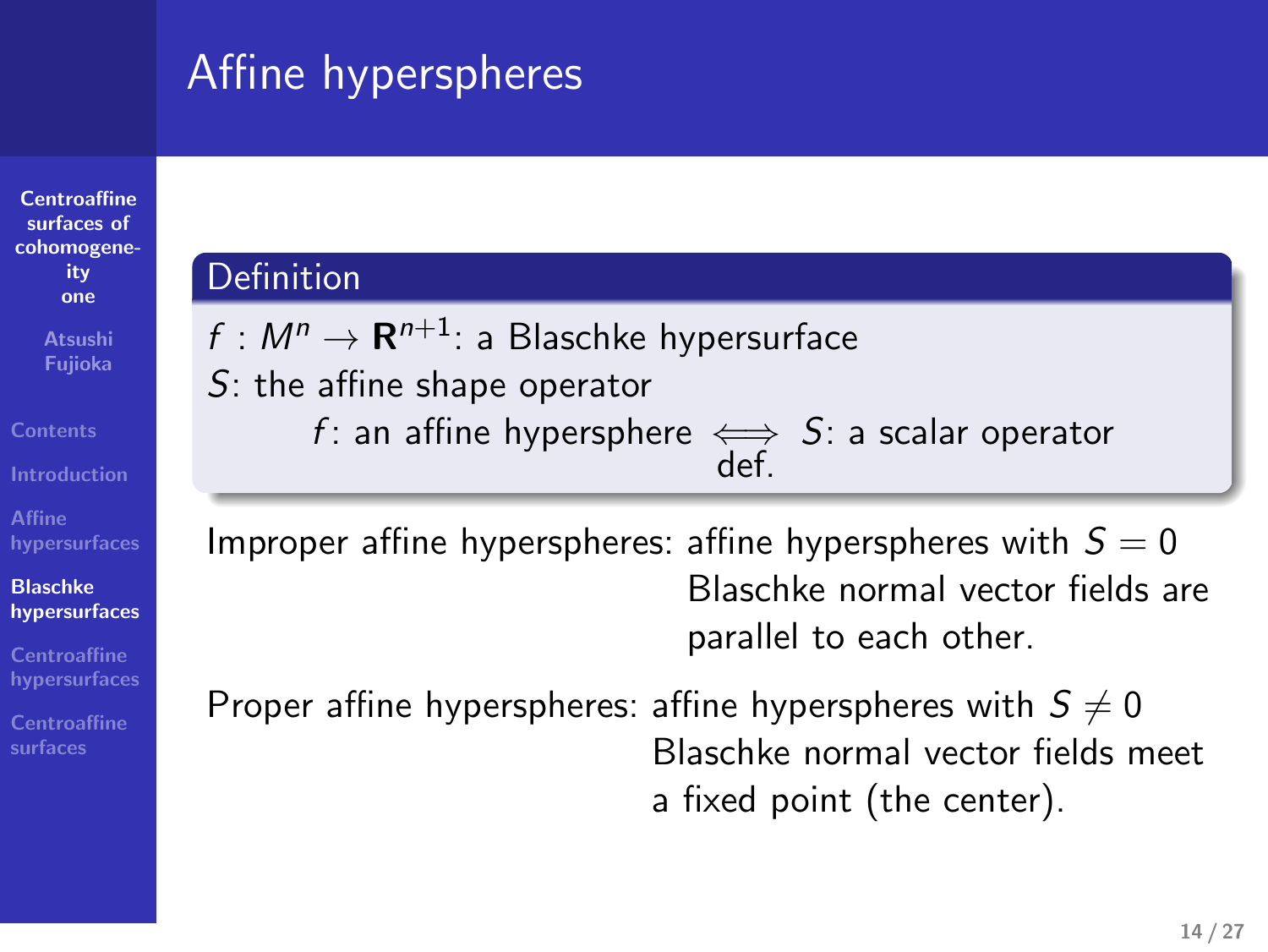# Affine hyperspheres

**Definition**

$f : M^n \to \mathbf{R}^{n+1}$: a Blaschke hypersurface
$S$: the affine shape operator

$$f\text{: an affine hypersphere} \underset{\text{def.}}{\iff} S\text{: a scalar operator}$$

Improper affine hyperspheres: affine hyperspheres with $S = 0$
Blaschke normal vector fields are parallel to each other.

Proper affine hyperspheres: affine hyperspheres with $S \neq 0$
Blaschke normal vector fields meet a fixed point (the center).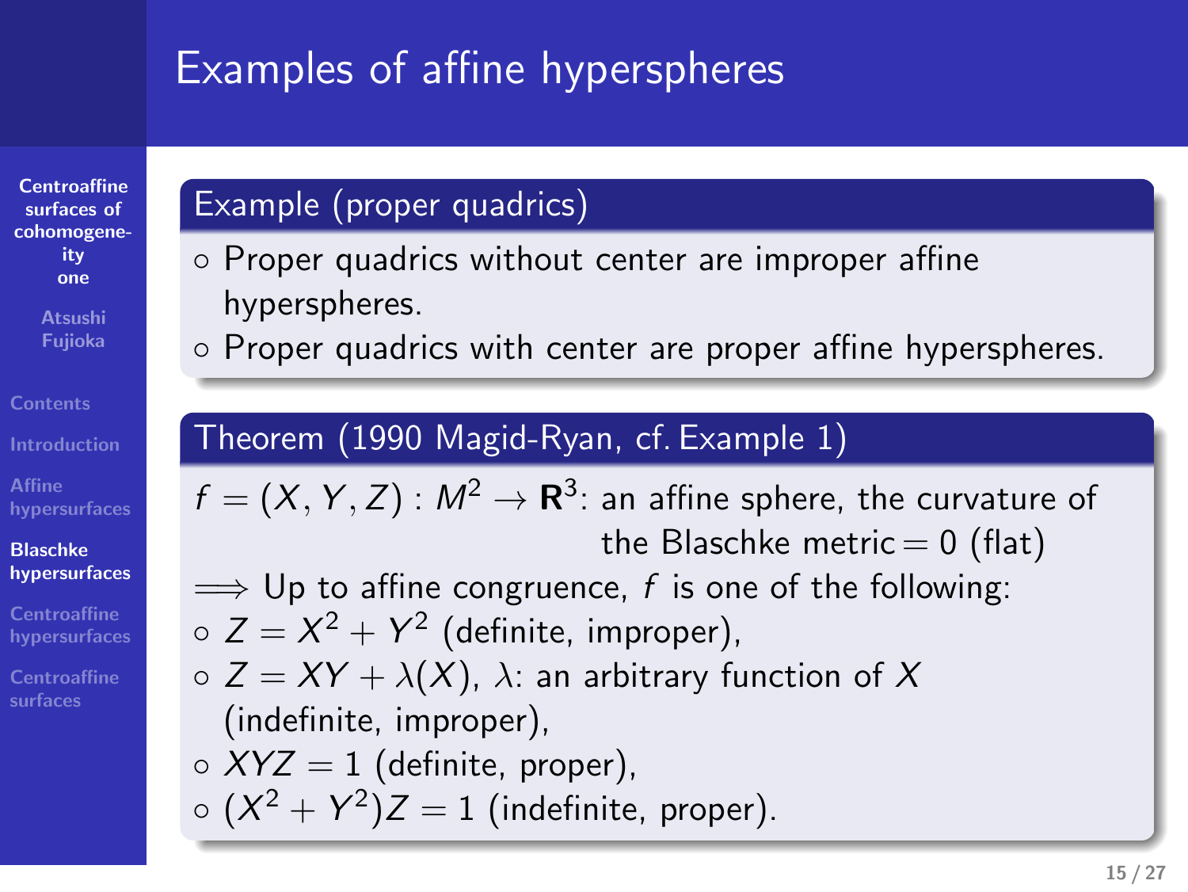# Examples of affine hyperspheres

## Example (proper quadrics)

- Proper quadrics without center are improper affine hyperspheres.
- Proper quadrics with center are proper affine hyperspheres.

## Theorem (1990 Magid-Ryan, cf. Example 1)

$f = (X, Y, Z) : M^2 \to \mathbf{R}^3$: an affine sphere, the curvature of the Blaschke metric $= 0$ (flat)

$\Longrightarrow$ Up to affine congruence, $f$ is one of the following:

- $Z = X^2 + Y^2$ (definite, improper),
- $Z = XY + \lambda(X)$, $\lambda$: an arbitrary function of $X$ (indefinite, improper),
- $XYZ = 1$ (definite, proper),
- $(X^2 + Y^2)Z = 1$ (indefinite, proper).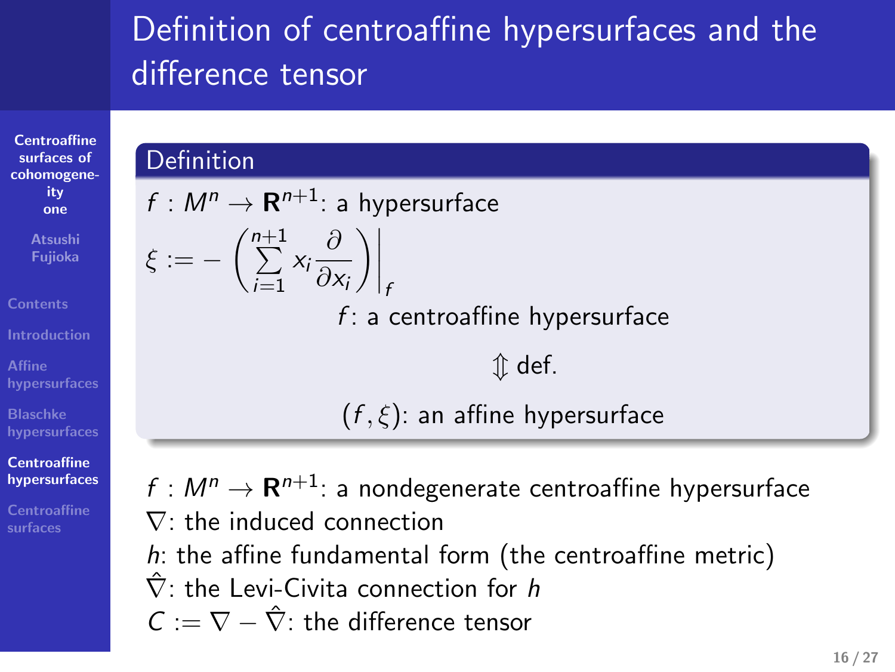# Definition of centroaffine hypersurfaces and the difference tensor

### Definition

$f : M^n \to \mathbf{R}^{n+1}$: a hypersurface

$$\xi := -\left(\sum_{i=1}^{n+1} x_i \frac{\partial}{\partial x_i}\right)\Bigg|_f$$

$f$: a centroaffine hypersurface

$\Updownarrow$ def.

$(f, \xi)$: an affine hypersurface

$f : M^n \to \mathbf{R}^{n+1}$: a nondegenerate centroaffine hypersurface
$\nabla$: the induced connection
$h$: the affine fundamental form (the centroaffine metric)
$\hat{\nabla}$: the Levi-Civita connection for $h$
$C := \nabla - \hat{\nabla}$: the difference tensor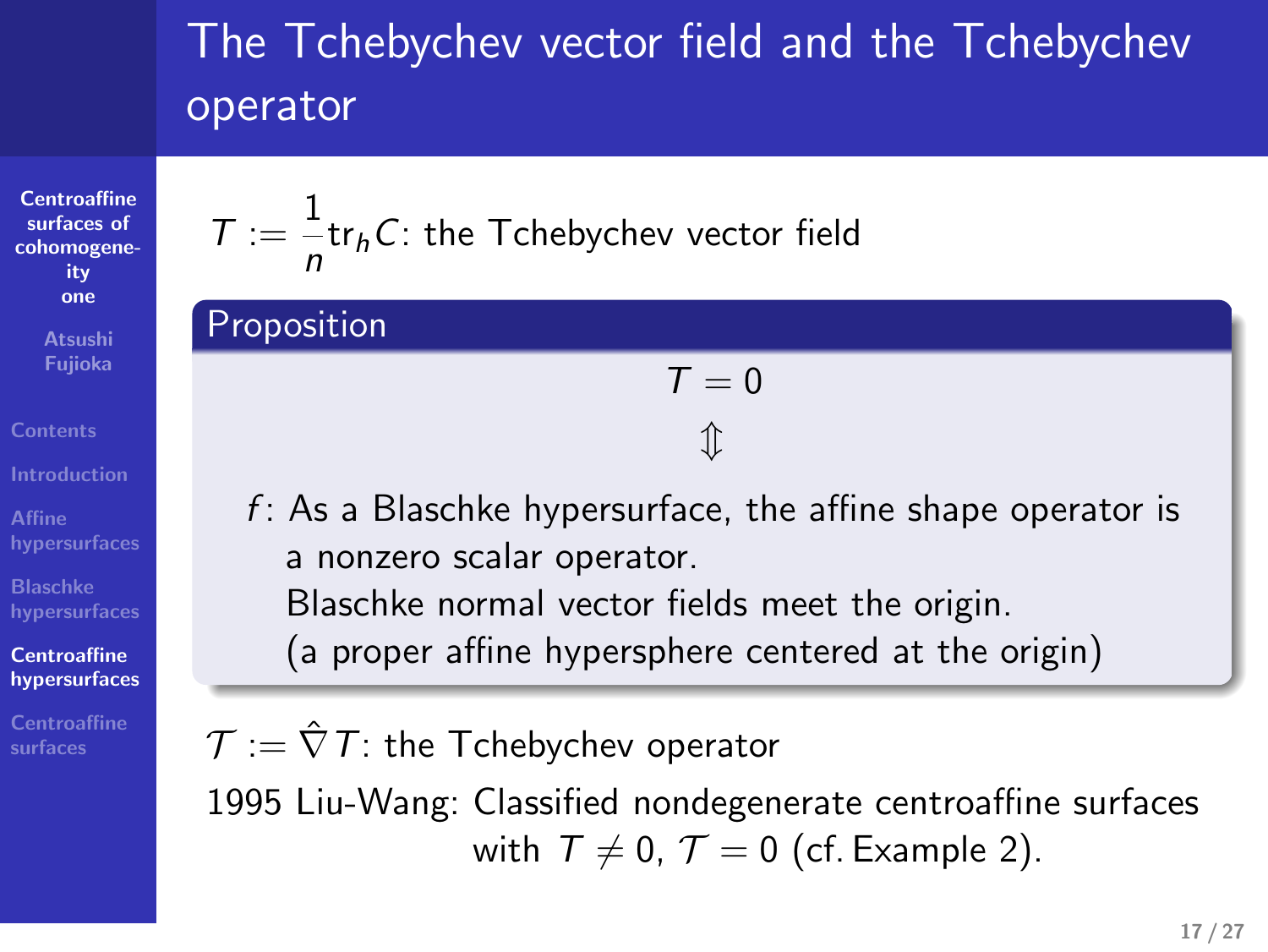# The Tchebychev vector field and the Tchebychev operator

$T := \frac{1}{n}\mathrm{tr}_h C$: the Tchebychev vector field

**Proposition**

$$T = 0$$

$$\Updownarrow$$

$f$: As a Blaschke hypersurface, the affine shape operator is a nonzero scalar operator.
Blaschke normal vector fields meet the origin.
(a proper affine hypersphere centered at the origin)

$\mathcal{T} := \hat{\nabla} T$: the Tchebychev operator

1995 Liu-Wang: Classified nondegenerate centroaffine surfaces with $T \neq 0$, $\mathcal{T} = 0$ (cf. Example 2).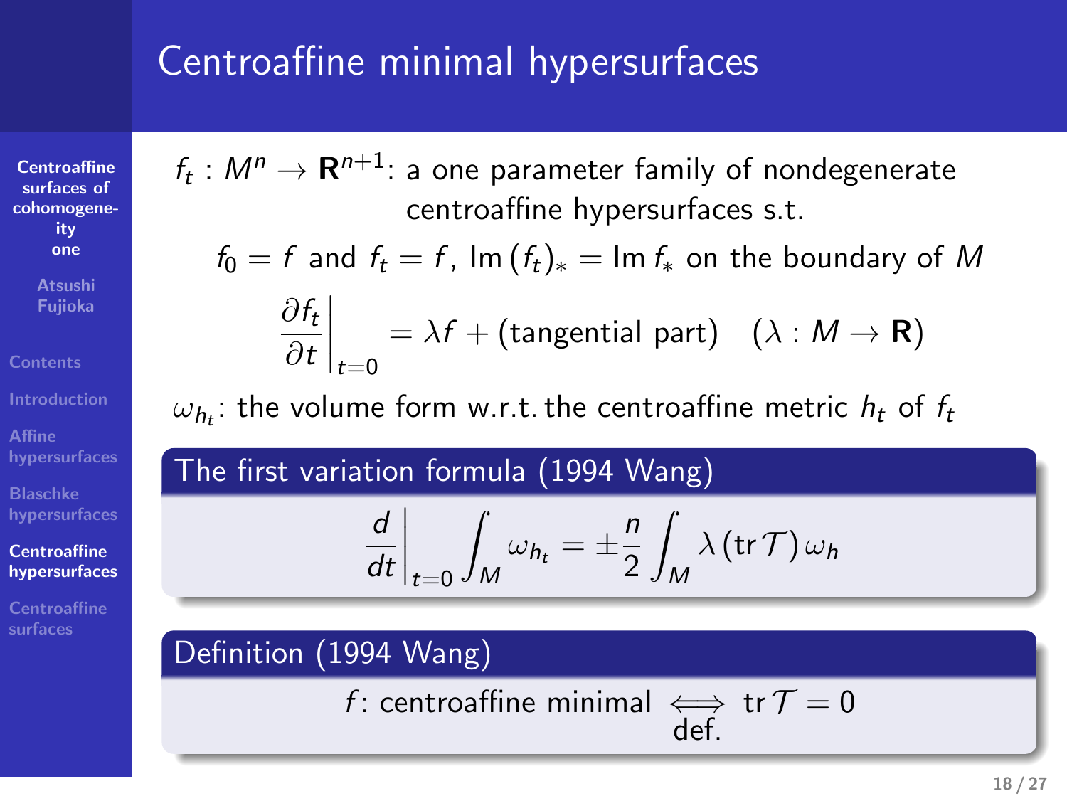# Centroaffine minimal hypersurfaces

$f_t : M^n \to \mathbf{R}^{n+1}$: a one parameter family of nondegenerate centroaffine hypersurfaces s.t.

$$f_0 = f \text{ and } f_t = f,\ \mathrm{Im}\,(f_t)_* = \mathrm{Im}\, f_* \text{ on the boundary of } M$$

$$\left.\frac{\partial f_t}{\partial t}\right|_{t=0} = \lambda f + (\text{tangential part}) \quad (\lambda : M \to \mathbf{R})$$

$\omega_{h_t}$: the volume form w.r.t. the centroaffine metric $h_t$ of $f_t$

**The first variation formula (1994 Wang)**

$$\left.\frac{d}{dt}\right|_{t=0} \int_M \omega_{h_t} = \pm\frac{n}{2}\int_M \lambda\,(\mathrm{tr}\,\mathcal{T})\,\omega_h$$

**Definition (1994 Wang)**

$$f\text{: centroaffine minimal} \underset{\text{def.}}{\iff} \mathrm{tr}\,\mathcal{T} = 0$$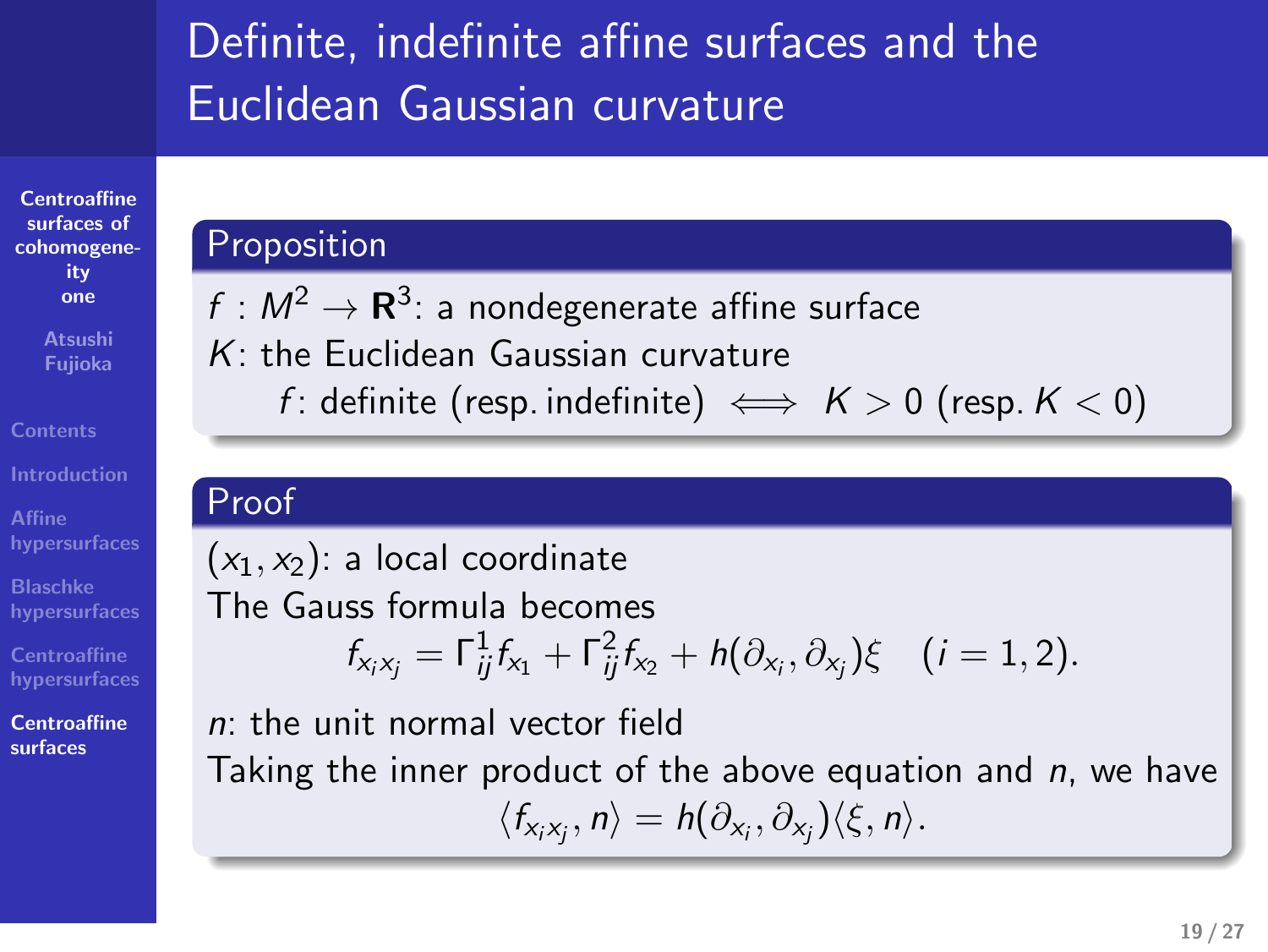# Definite, indefinite affine surfaces and the Euclidean Gaussian curvature

## Proposition

$f : M^2 \to \mathbf{R}^3$: a nondegenerate affine surface
$K$: the Euclidean Gaussian curvature

$$f\text{: definite (resp. indefinite)} \iff K > 0 \text{ (resp. } K < 0\text{)}$$

## Proof

$(x_1, x_2)$: a local coordinate
The Gauss formula becomes

$$f_{x_i x_j} = \Gamma_{ij}^1 f_{x_1} + \Gamma_{ij}^2 f_{x_2} + h(\partial_{x_i}, \partial_{x_j})\xi \quad (i = 1, 2).$$

$n$: the unit normal vector field
Taking the inner product of the above equation and $n$, we have

$$\langle f_{x_i x_j}, n \rangle = h(\partial_{x_i}, \partial_{x_j}) \langle \xi, n \rangle.$$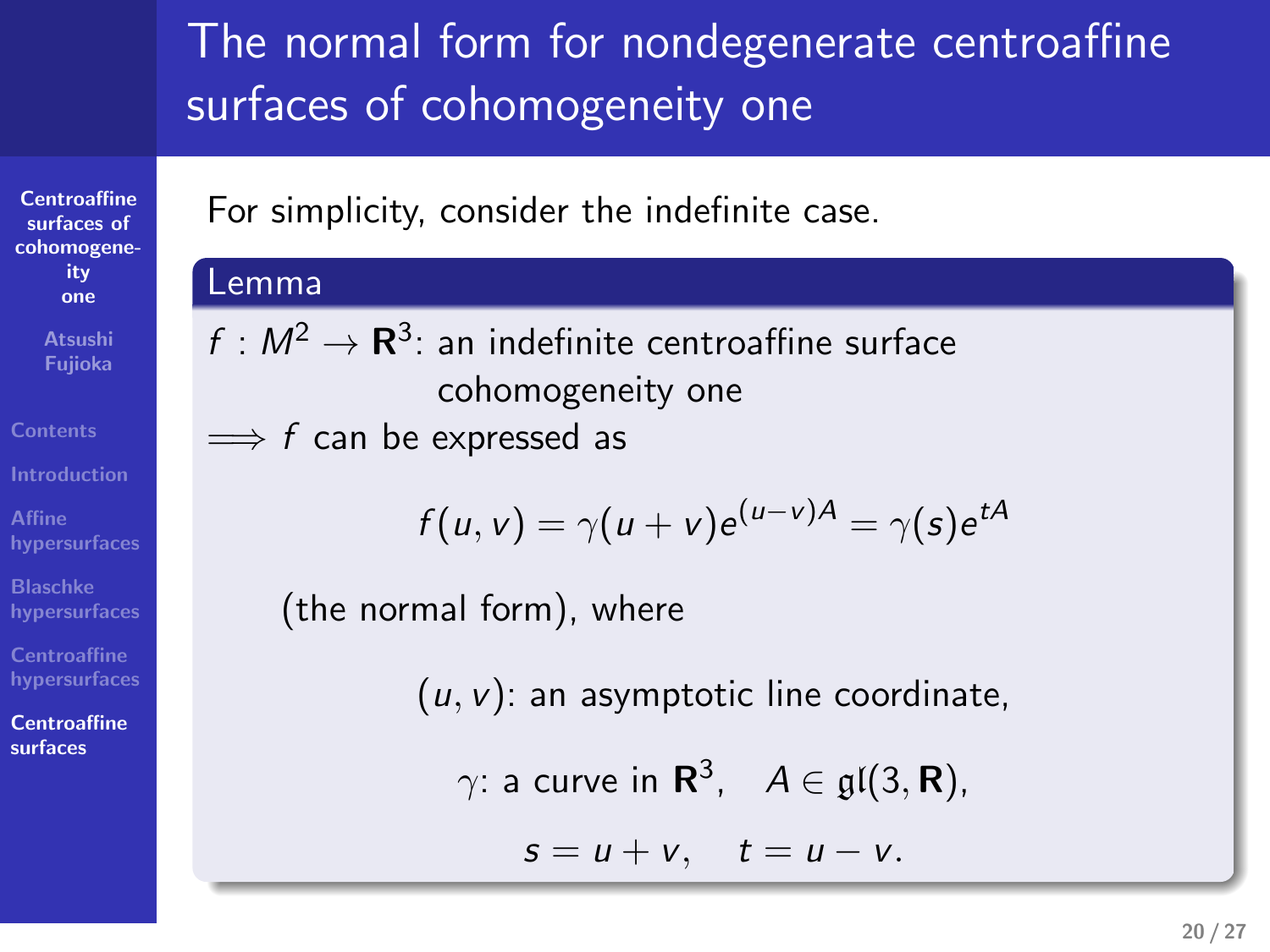# The normal form for nondegenerate centroaffine surfaces of cohomogeneity one

For simplicity, consider the indefinite case.

**Lemma**

$f : M^2 \to \mathbf{R}^3$: an indefinite centroaffine surface cohomogeneity one

$\Longrightarrow$ $f$ can be expressed as

$$f(u,v) = \gamma(u+v)e^{(u-v)A} = \gamma(s)e^{tA}$$

(the normal form), where

$(u,v)$: an asymptotic line coordinate,

$\gamma$: a curve in $\mathbf{R}^3$, $\quad A \in \mathfrak{gl}(3,\mathbf{R})$,

$s = u+v, \quad t = u-v.$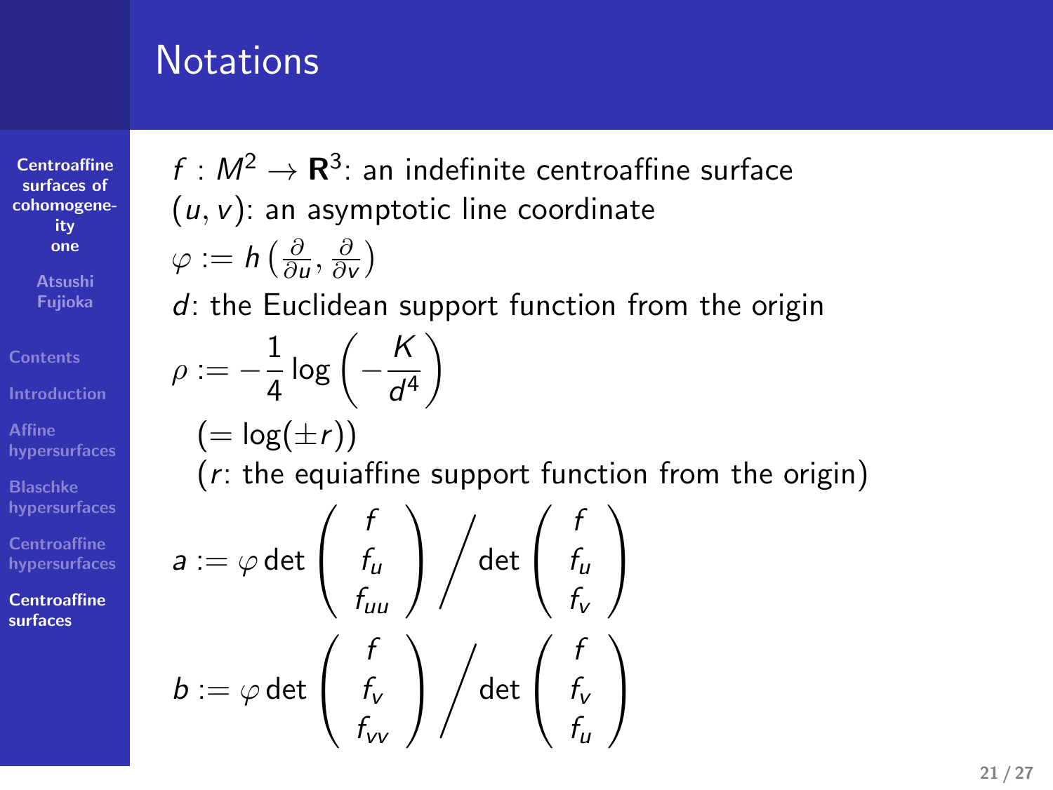# Notations

$f : M^2 \to \mathbf{R}^3$: an indefinite centroaffine surface

$(u, v)$: an asymptotic line coordinate

$\varphi := h\left(\frac{\partial}{\partial u}, \frac{\partial}{\partial v}\right)$

$d$: the Euclidean support function from the origin

$$\rho := -\frac{1}{4}\log\left(-\frac{K}{d^4}\right)$$

$(= \log(\pm r))$

($r$: the equiaffine support function from the origin)

$$a := \varphi \det\begin{pmatrix} f \\ f_u \\ f_{uu} \end{pmatrix} \Big/ \det\begin{pmatrix} f \\ f_u \\ f_v \end{pmatrix}$$

$$b := \varphi \det\begin{pmatrix} f \\ f_v \\ f_{vv} \end{pmatrix} \Big/ \det\begin{pmatrix} f \\ f_v \\ f_u \end{pmatrix}$$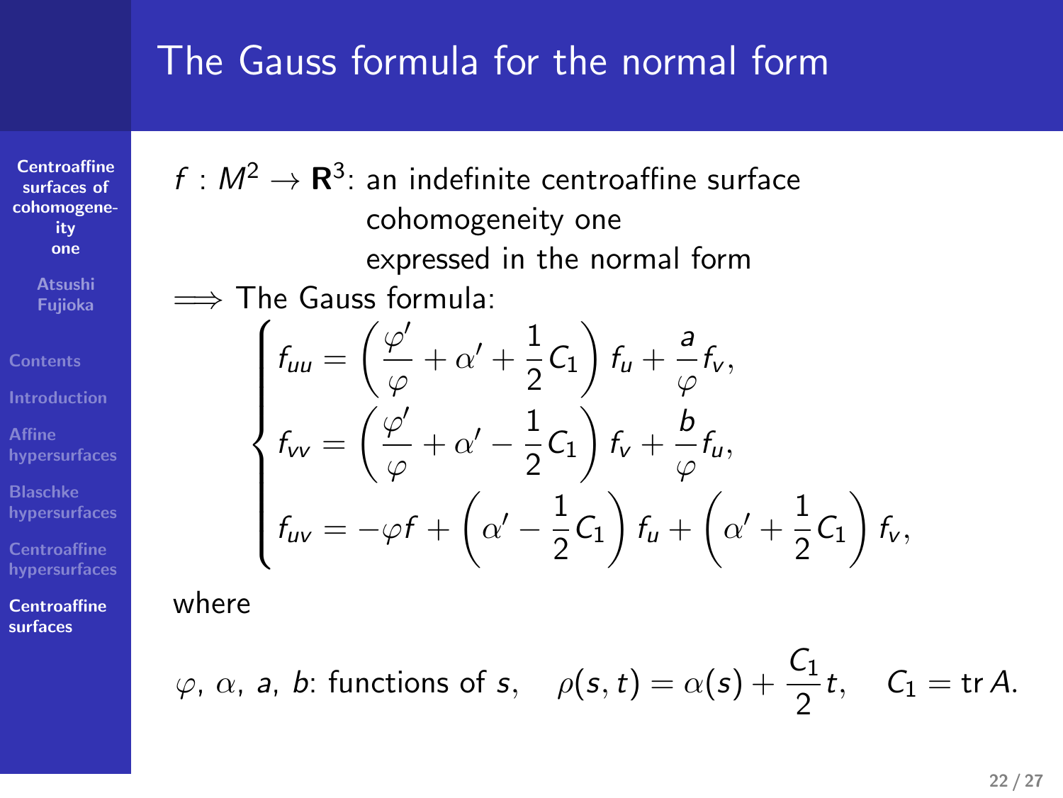# The Gauss formula for the normal form

$f : M^2 \to \mathbf{R}^3$: an indefinite centroaffine surface
cohomogeneity one
expressed in the normal form

$\Longrightarrow$ The Gauss formula:

$$
\begin{cases}
f_{uu} = \left( \dfrac{\varphi'}{\varphi} + \alpha' + \dfrac{1}{2} C_1 \right) f_u + \dfrac{a}{\varphi} f_v, \\
f_{vv} = \left( \dfrac{\varphi'}{\varphi} + \alpha' - \dfrac{1}{2} C_1 \right) f_v + \dfrac{b}{\varphi} f_u, \\
f_{uv} = -\varphi f + \left( \alpha' - \dfrac{1}{2} C_1 \right) f_u + \left( \alpha' + \dfrac{1}{2} C_1 \right) f_v,
\end{cases}
$$

where

$$
\varphi,\ \alpha,\ a,\ b\text{: functions of } s, \quad \rho(s,t) = \alpha(s) + \frac{C_1}{2} t, \quad C_1 = \operatorname{tr} A.
$$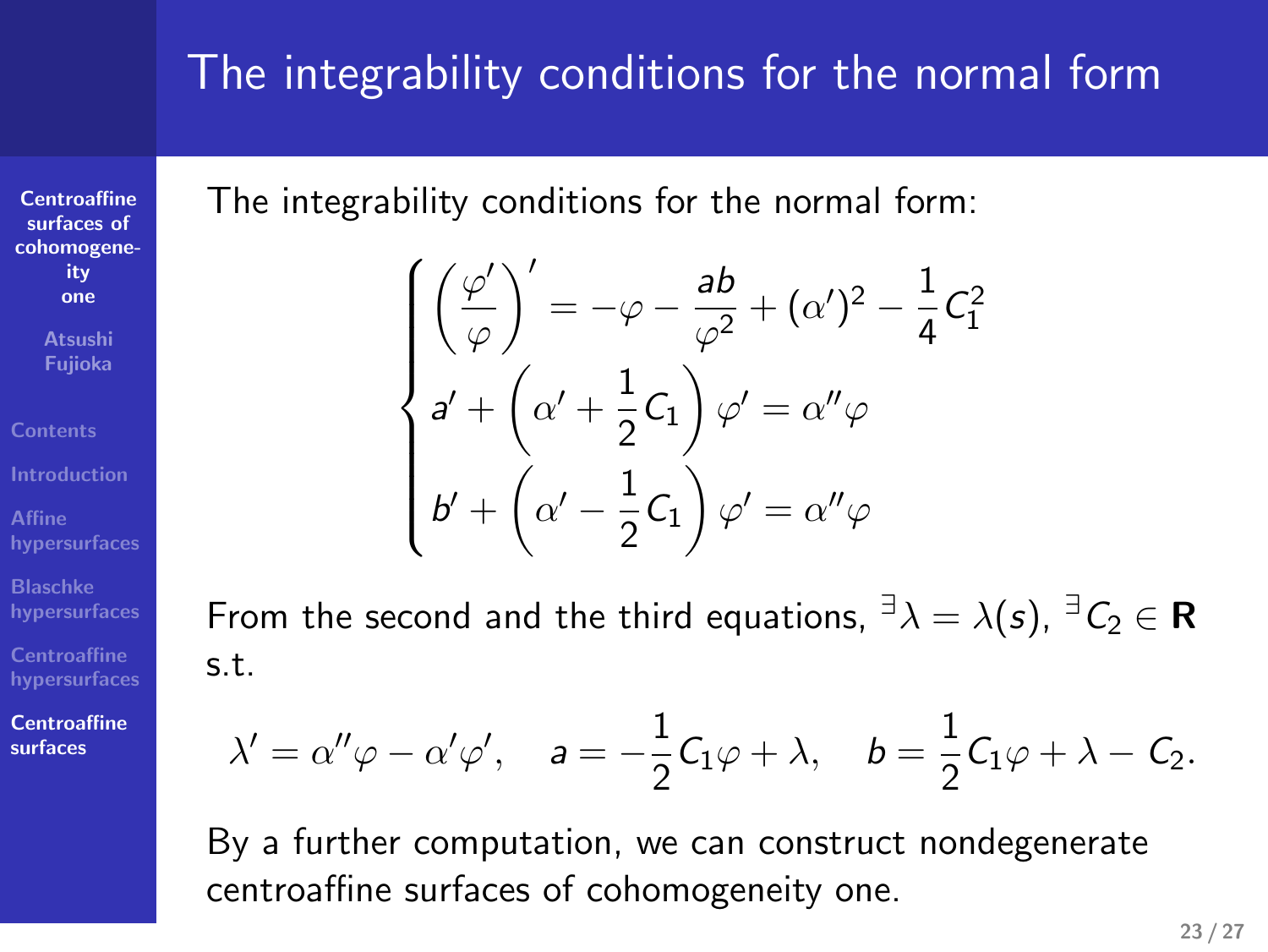# The integrability conditions for the normal form

The integrability conditions for the normal form:

$$
\begin{cases}
\left(\dfrac{\varphi'}{\varphi}\right)' = -\varphi - \dfrac{ab}{\varphi^2} + (\alpha')^2 - \dfrac{1}{4}C_1^2 \\
a' + \left(\alpha' + \dfrac{1}{2}C_1\right)\varphi' = \alpha''\varphi \\
b' + \left(\alpha' - \dfrac{1}{2}C_1\right)\varphi' = \alpha''\varphi
\end{cases}
$$

From the second and the third equations, $^{\exists}\lambda = \lambda(s)$, $^{\exists}C_2 \in \mathbf{R}$ s.t.

$$
\lambda' = \alpha''\varphi - \alpha'\varphi', \quad a = -\frac{1}{2}C_1\varphi + \lambda, \quad b = \frac{1}{2}C_1\varphi + \lambda - C_2.
$$

By a further computation, we can construct nondegenerate centroaffine surfaces of cohomogeneity one.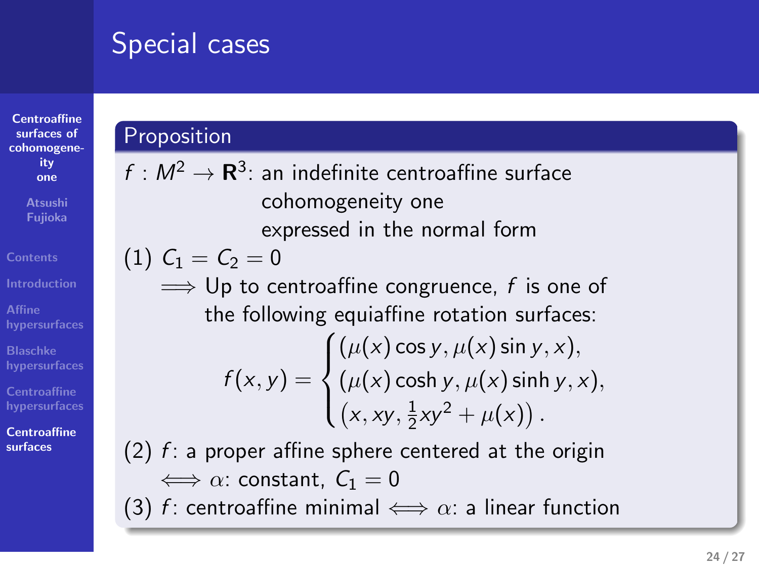# Special cases

## Proposition

$f : M^2 \to \mathbf{R}^3$: an indefinite centroaffine surface
cohomogeneity one
expressed in the normal form

(1) $C_1 = C_2 = 0$

$\Longrightarrow$ Up to centroaffine congruence, $f$ is one of the following equiaffine rotation surfaces:

$$f(x,y) = \begin{cases} (\mu(x)\cos y, \mu(x)\sin y, x), \\ (\mu(x)\cosh y, \mu(x)\sinh y, x), \\ \left(x, xy, \frac{1}{2}xy^2 + \mu(x)\right). \end{cases}$$

(2) $f$: a proper affine sphere centered at the origin

$\Longleftrightarrow$ $\alpha$: constant, $C_1 = 0$

(3) $f$: centroaffine minimal $\Longleftrightarrow$ $\alpha$: a linear function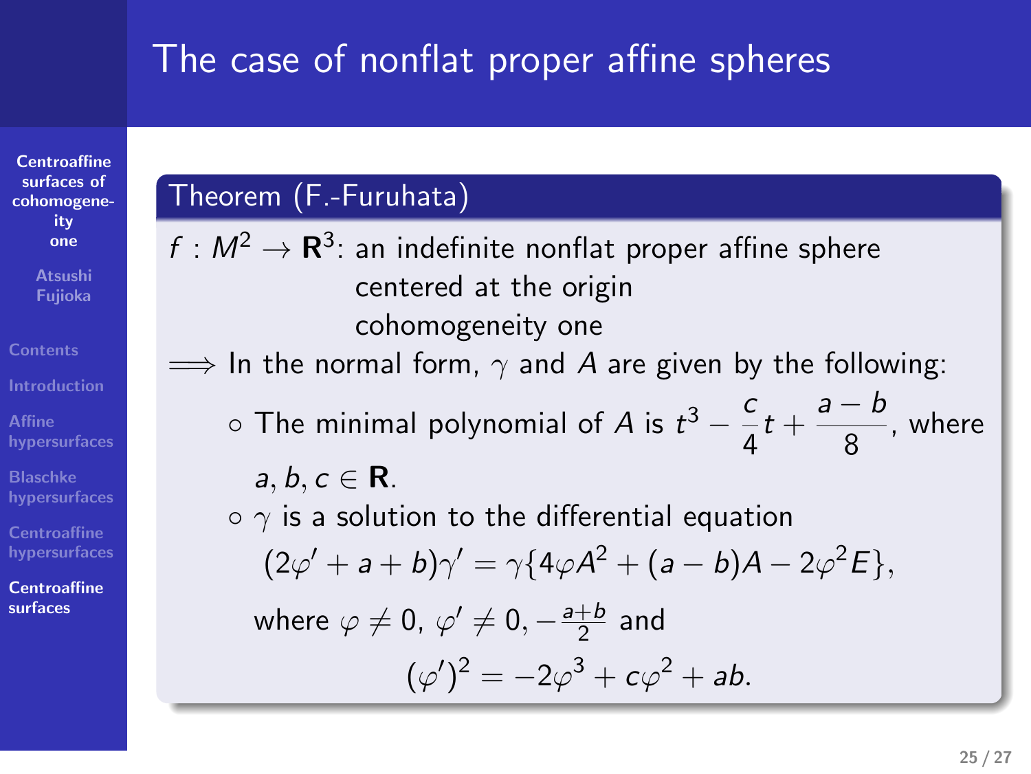# The case of nonflat proper affine spheres

## Theorem (F.-Furuhata)

$f : M^2 \to \mathbf{R}^3$: an indefinite nonflat proper affine sphere
centered at the origin
cohomogeneity one

$\Longrightarrow$ In the normal form, $\gamma$ and $A$ are given by the following:

- The minimal polynomial of $A$ is $t^3 - \dfrac{c}{4}t + \dfrac{a-b}{8}$, where $a, b, c \in \mathbf{R}$.
- $\gamma$ is a solution to the differential equation
$$(2\varphi' + a + b)\gamma' = \gamma\{4\varphi A^2 + (a-b)A - 2\varphi^2 E\},$$
where $\varphi \neq 0$, $\varphi' \neq 0, -\frac{a+b}{2}$ and
$$(\varphi')^2 = -2\varphi^3 + c\varphi^2 + ab.$$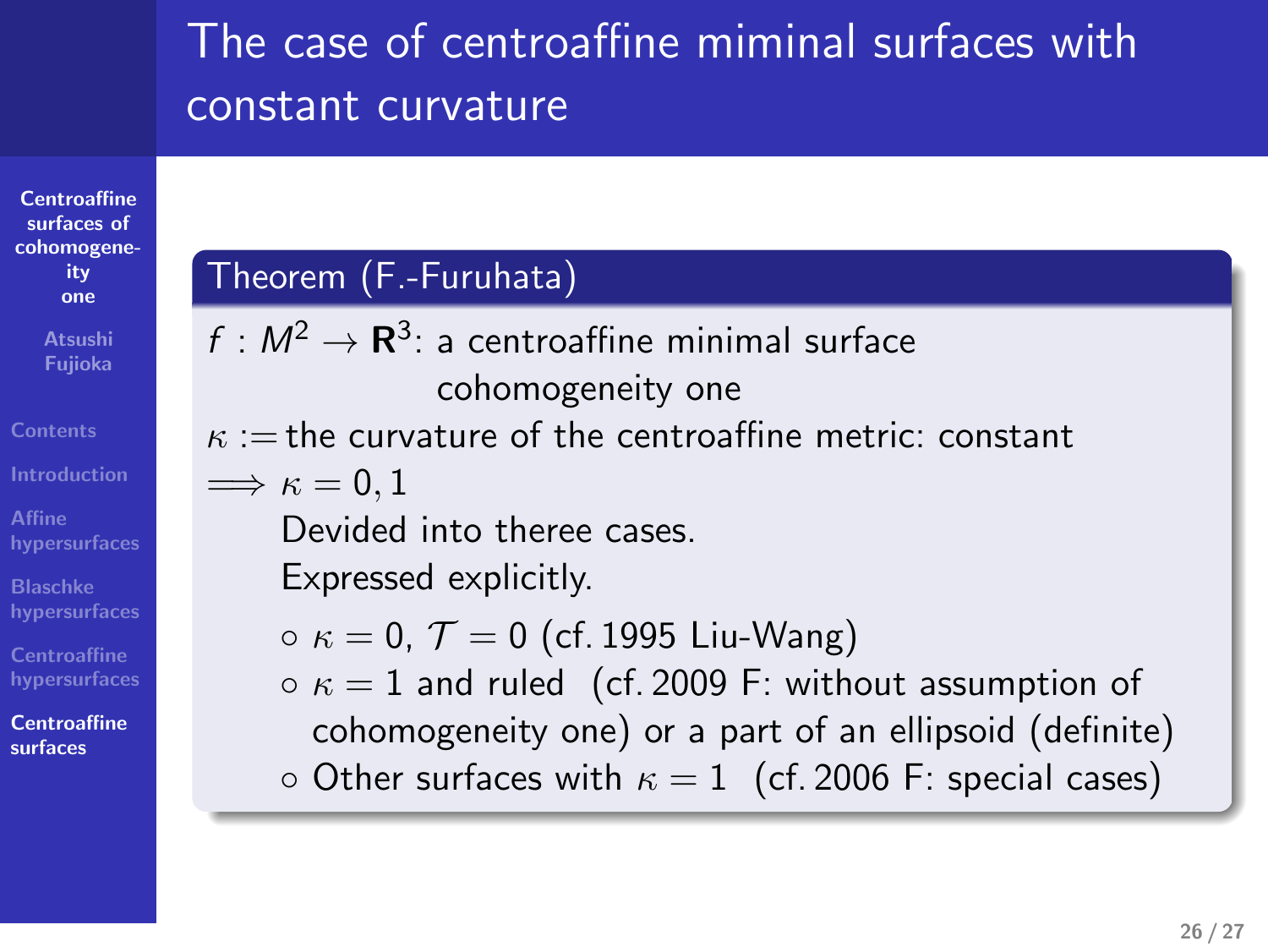# The case of centroaffine miminal surfaces with constant curvature

**Theorem (F.-Furuhata)**

$f : M^2 \to \mathbf{R}^3$: a centroaffine minimal surface
cohomogeneity one

$\kappa :=$ the curvature of the centroaffine metric: constant

$\Longrightarrow \kappa = 0, 1$

Devided into theree cases.

Expressed explicitly.

- $\kappa = 0$, $\mathcal{T} = 0$ (cf. 1995 Liu-Wang)
- $\kappa = 1$ and ruled (cf. 2009 F: without assumption of cohomogeneity one) or a part of an ellipsoid (definite)
- Other surfaces with $\kappa = 1$ (cf. 2006 F: special cases)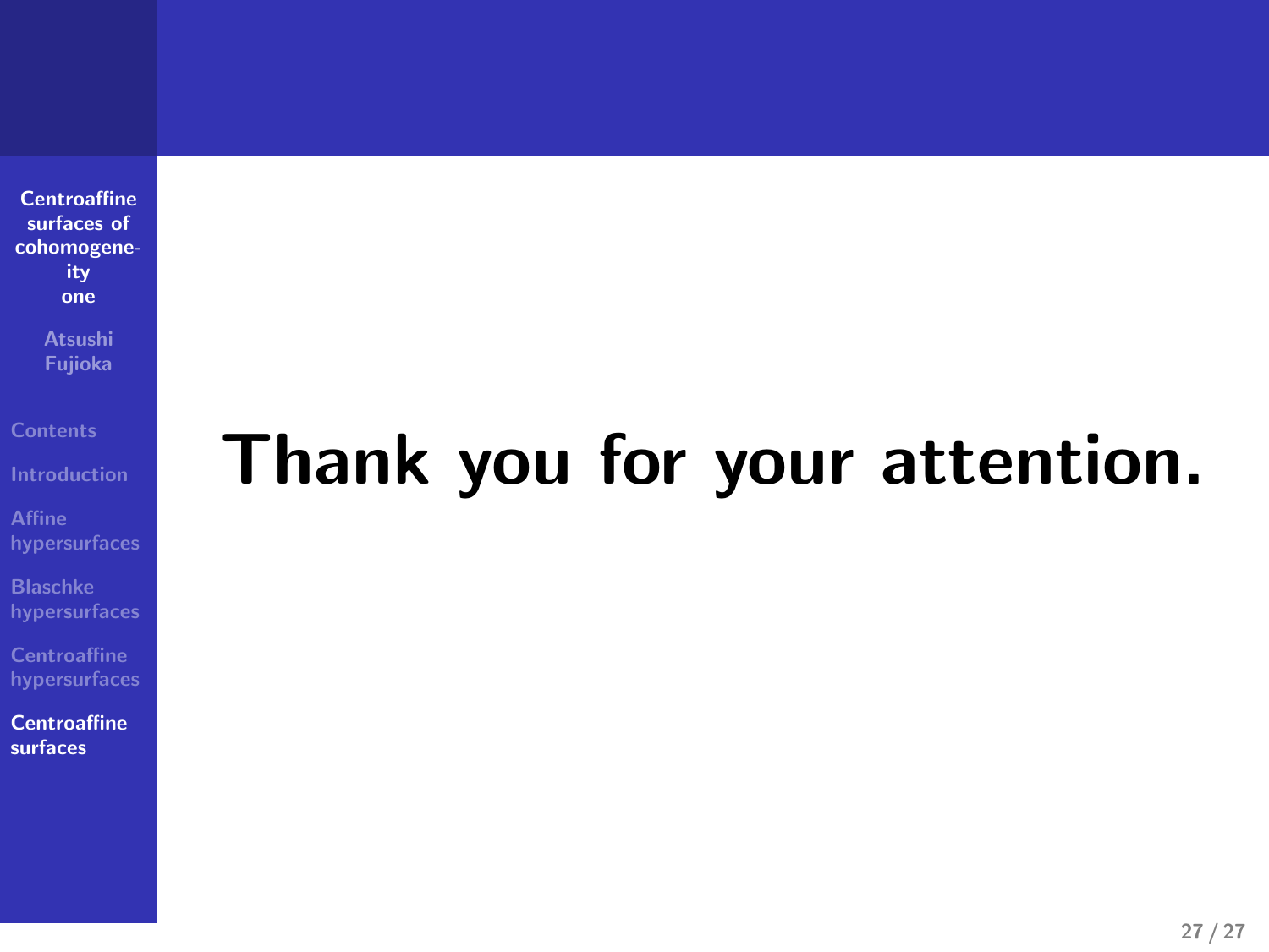# Thank you for your attention.